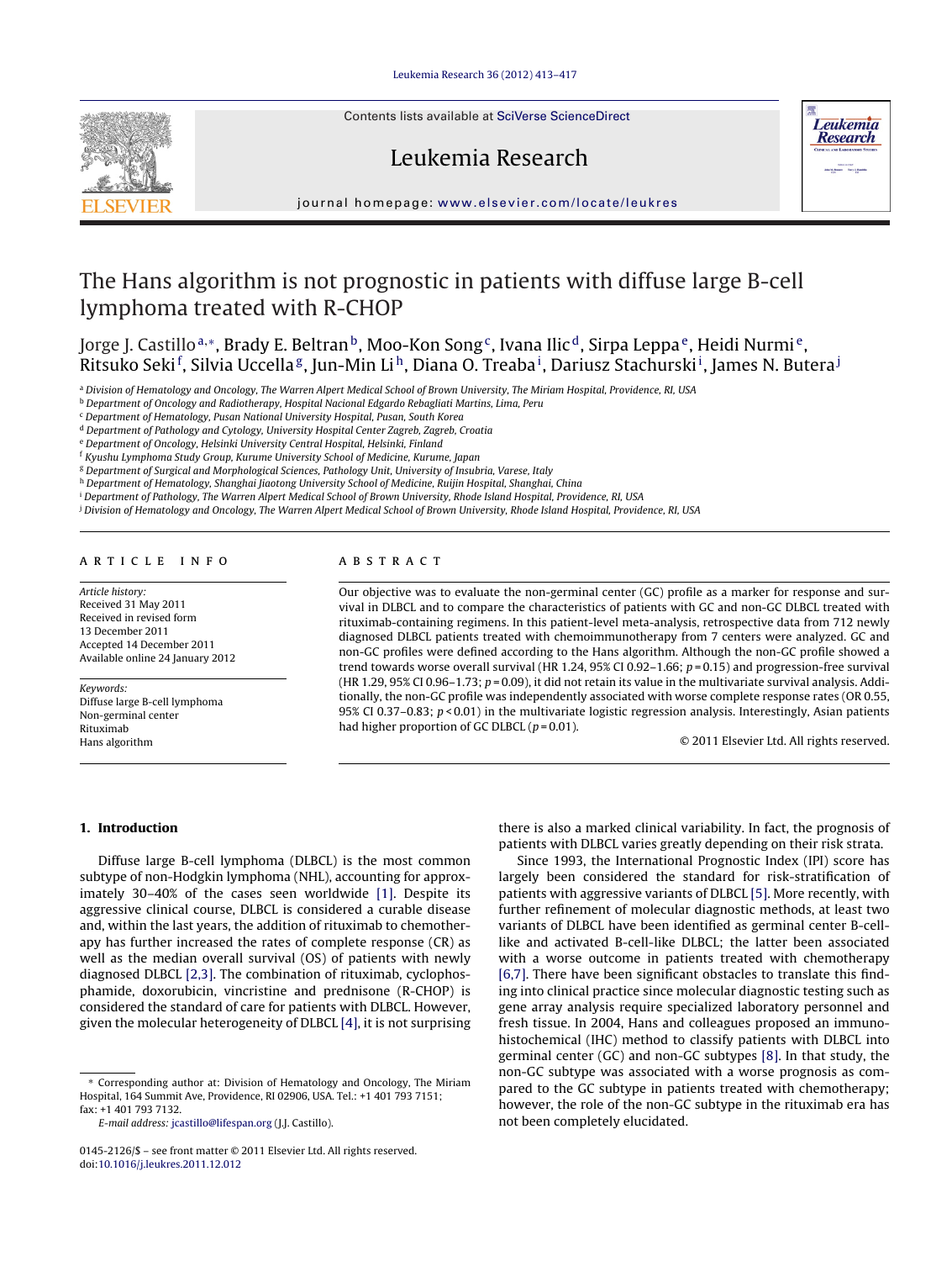# The Hans algorithm is not prognostic in patients with diffuse large B-cell lymphoma treated with R-CHOP

Jorge J. Castillo[a,*], Brady E. Beltran[b], Moo-Kon Song[c], Ivana Ilic[d], Sirpa Leppa[e], Heidi Nurmi[e], Ritsuko Seki[f], Silvia Uccella[g], Jun-Min Li[h], Diana O. Treaba[i], Dariusz Stachurski[i], James N. Butera[j]

[a] Division of Hematology and Oncology, The Warren Alpert Medical School of Brown University, The Miriam Hospital, Providence, RI, USA
[b] Department of Oncology and Radiotherapy, Hospital Nacional Edgardo Rebagliati Martins, Lima, Peru
[c] Department of Hematology, Pusan National University Hospital, Pusan, South Korea
[d] Department of Pathology and Cytology, University Hospital Center Zagreb, Zagreb, Croatia
[e] Department of Oncology, Helsinki University Central Hospital, Helsinki, Finland
[f] Kyushu Lymphoma Study Group, Kurume University School of Medicine, Kurume, Japan
[g] Department of Surgical and Morphological Sciences, Pathology Unit, University of Insubria, Varese, Italy
[h] Department of Hematology, Shanghai Jiaotong University School of Medicine, Ruijin Hospital, Shanghai, China
[i] Department of Pathology, The Warren Alpert Medical School of Brown University, Rhode Island Hospital, Providence, RI, USA
[j] Division of Hematology and Oncology, The Warren Alpert Medical School of Brown University, Rhode Island Hospital, Providence, RI, USA

## ARTICLE INFO

*Article history:*
Received 31 May 2011
Received in revised form 13 December 2011
Accepted 14 December 2011
Available online 24 January 2012

*Keywords:*
Diffuse large B-cell lymphoma
Non-germinal center
Rituximab
Hans algorithm

## ABSTRACT

Our objective was to evaluate the non-germinal center (GC) profile as a marker for response and survival in DLBCL and to compare the characteristics of patients with GC and non-GC DLBCL treated with rituximab-containing regimens. In this patient-level meta-analysis, retrospective data from 712 newly diagnosed DLBCL patients treated with chemoimmunotherapy from 7 centers were analyzed. GC and non-GC profiles were defined according to the Hans algorithm. Although the non-GC profile showed a trend towards worse overall survival (HR 1.24, 95% CI 0.92–1.66; $p = 0.15$) and progression-free survival (HR 1.29, 95% CI 0.96–1.73; $p = 0.09$), it did not retain its value in the multivariate survival analysis. Additionally, the non-GC profile was independently associated with worse complete response rates (OR 0.55, 95% CI 0.37–0.83; $p < 0.01$) in the multivariate logistic regression analysis. Interestingly, Asian patients had higher proportion of GC DLBCL ($p = 0.01$).

© 2011 Elsevier Ltd. All rights reserved.

## 1. Introduction

Diffuse large B-cell lymphoma (DLBCL) is the most common subtype of non-Hodgkin lymphoma (NHL), accounting for approximately 30–40% of the cases seen worldwide [1]. Despite its aggressive clinical course, DLBCL is considered a curable disease and, within the last years, the addition of rituximab to chemotherapy has further increased the rates of complete response (CR) as well as the median overall survival (OS) of patients with newly diagnosed DLBCL [2,3]. The combination of rituximab, cyclophosphamide, doxorubicin, vincristine and prednisone (R-CHOP) is considered the standard of care for patients with DLBCL. However, given the molecular heterogeneity of DLBCL [4], it is not surprising there is also a marked clinical variability. In fact, the prognosis of patients with DLBCL varies greatly depending on their risk strata.

Since 1993, the International Prognostic Index (IPI) score has largely been considered the standard for risk-stratification of patients with aggressive variants of DLBCL [5]. More recently, with further refinement of molecular diagnostic methods, at least two variants of DLBCL have been identified as germinal center B-cell-like and activated B-cell-like DLBCL; the latter been associated with a worse outcome in patients treated with chemotherapy [6,7]. There have been significant obstacles to translate this finding into clinical practice since molecular diagnostic testing such as gene array analysis require specialized laboratory personnel and fresh tissue. In 2004, Hans and colleagues proposed an immunohistochemical (IHC) method to classify patients with DLBCL into germinal center (GC) and non-GC subtypes [8]. In that study, the non-GC subtype was associated with a worse prognosis as compared to the GC subtype in patients treated with chemotherapy; however, the role of the non-GC subtype in the rituximab era has not been completely elucidated.

* Corresponding author at: Division of Hematology and Oncology, The Miriam Hospital, 164 Summit Ave, Providence, RI 02906, USA. Tel.: +1 401 793 7151; fax: +1 401 793 7132.
*E-mail address:* jcastillo@lifespan.org (J.J. Castillo).

0145-2126/$ – see front matter © 2011 Elsevier Ltd. All rights reserved.
doi:10.1016/j.leukres.2011.12.012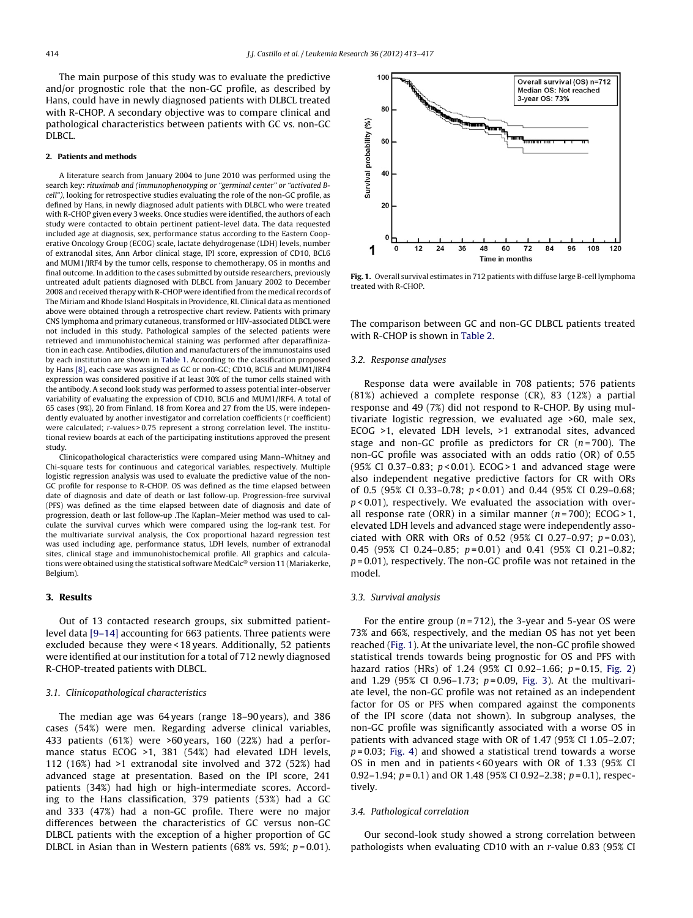The main purpose of this study was to evaluate the predictive and/or prognostic role that the non-GC profile, as described by Hans, could have in newly diagnosed patients with DLBCL treated with R-CHOP. A secondary objective was to compare clinical and pathological characteristics between patients with GC vs. non-GC DLBCL.

## 2. Patients and methods

A literature search from January 2004 to June 2010 was performed using the search key: *rituximab and (immunophenotyping or "germinal center" or "activated B-cell")*, looking for retrospective studies evaluating the role of the non-GC profile, as defined by Hans, in newly diagnosed adult patients with DLBCL who were treated with R-CHOP given every 3 weeks. Once studies were identified, the authors of each study were contacted to obtain pertinent patient-level data. The data requested included age at diagnosis, sex, performance status according to the Eastern Cooperative Oncology Group (ECOG) scale, lactate dehydrogenase (LDH) levels, number of extranodal sites, Ann Arbor clinical stage, IPI score, expression of CD10, BCL6 and MUM1/IRF4 by the tumor cells, response to chemotherapy, OS in months and final outcome. In addition to the cases submitted by outside researchers, previously untreated adult patients diagnosed with DLBCL from January 2002 to December 2008 and received therapy with R-CHOP were identified from the medical records of The Miriam and Rhode Island Hospitals in Providence, RI. Clinical data as mentioned above were obtained through a retrospective chart review. Patients with primary CNS lymphoma and primary cutaneous, transformed or HIV-associated DLBCL were not included in this study. Pathological samples of the selected patients were retrieved and immunohistochemical staining was performed after deparaffinization in each case. Antibodies, dilution and manufacturers of the immunostains used by each institution are shown in Table 1. According to the classification proposed by Hans [8], each case was assigned as GC or non-GC; CD10, BCL6 and MUM1/IRF4 expression was considered positive if at least 30% of the tumor cells stained with the antibody. A second look study was performed to assess potential inter-observer variability of evaluating the expression of CD10, BCL6 and MUM1/IRF4. A total of 65 cases (9%), 20 from Finland, 18 from Korea and 27 from the US, were independently evaluated by another investigator and correlation coefficients (*r* coefficient) were calculated; *r*-values > 0.75 represent a strong correlation level. The institutional review boards at each of the participating institutions approved the present study.

Clinicopathological characteristics were compared using Mann–Whitney and Chi-square tests for continuous and categorical variables, respectively. Multiple logistic regression analysis was used to evaluate the predictive value of the non-GC profile for response to R-CHOP. OS was defined as the time elapsed between date of diagnosis and date of death or last follow-up. Progression-free survival (PFS) was defined as the time elapsed between date of diagnosis and date of progression, death or last follow-up .The Kaplan–Meier method was used to calculate the survival curves which were compared using the log-rank test. For the multivariate survival analysis, the Cox proportional hazard regression test was used including age, performance status, LDH levels, number of extranodal sites, clinical stage and immunohistochemical profile. All graphics and calculations were obtained using the statistical software MedCalc® version 11 (Mariakerke, Belgium).

## 3. Results

Out of 13 contacted research groups, six submitted patient-level data [9–14] accounting for 663 patients. Three patients were excluded because they were < 18 years. Additionally, 52 patients were identified at our institution for a total of 712 newly diagnosed R-CHOP-treated patients with DLBCL.

### 3.1. Clinicopathological characteristics

The median age was 64 years (range 18–90 years), and 386 cases (54%) were men. Regarding adverse clinical variables, 433 patients (61%) were >60 years, 160 (22%) had a performance status ECOG >1, 381 (54%) had elevated LDH levels, 112 (16%) had >1 extranodal site involved and 372 (52%) had advanced stage at presentation. Based on the IPI score, 241 patients (34%) had high or high-intermediate scores. According to the Hans classification, 379 patients (53%) had a GC and 333 (47%) had a non-GC profile. There were no major differences between the characteristics of GC versus non-GC DLBCL patients with the exception of a higher proportion of GC DLBCL in Asian than in Western patients (68% vs. 59%; $p = 0.01$). The comparison between GC and non-GC DLBCL patients treated with R-CHOP is shown in Table 2.

Fig. 1. Overall survival estimates in 712 patients with diffuse large B-cell lymphoma treated with R-CHOP.

### 3.2. Response analyses

Response data were available in 708 patients; 576 patients (81%) achieved a complete response (CR), 83 (12%) a partial response and 49 (7%) did not respond to R-CHOP. By using multivariate logistic regression, we evaluated age >60, male sex, ECOG >1, elevated LDH levels, >1 extranodal sites, advanced stage and non-GC profile as predictors for CR ($n = 700$). The non-GC profile was associated with an odds ratio (OR) of 0.55 (95% CI 0.37–0.83; $p < 0.01$). ECOG > 1 and advanced stage were also independent negative predictive factors for CR with ORs of 0.5 (95% CI 0.33–0.78; $p < 0.01$) and 0.44 (95% CI 0.29–0.68; $p < 0.01$), respectively. We evaluated the association with overall response rate (ORR) in a similar manner ($n = 700$); ECOG > 1, elevated LDH levels and advanced stage were independently associated with ORR with ORs of 0.52 (95% CI 0.27–0.97; $p = 0.03$), 0.45 (95% CI 0.24–0.85; $p = 0.01$) and 0.41 (95% CI 0.21–0.82; $p = 0.01$), respectively. The non-GC profile was not retained in the model.

### 3.3. Survival analysis

For the entire group ($n = 712$), the 3-year and 5-year OS were 73% and 66%, respectively, and the median OS has not yet been reached (Fig. 1). At the univariate level, the non-GC profile showed statistical trends towards being prognostic for OS and PFS with hazard ratios (HRs) of 1.24 (95% CI 0.92–1.66; $p = 0.15$, Fig. 2) and 1.29 (95% CI 0.96–1.73; $p = 0.09$, Fig. 3). At the multivariate level, the non-GC profile was not retained as an independent factor for OS or PFS when compared against the components of the IPI score (data not shown). In subgroup analyses, the non-GC profile was significantly associated with a worse OS in patients with advanced stage with OR of 1.47 (95% CI 1.05–2.07; $p = 0.03$; Fig. 4) and showed a statistical trend towards a worse OS in men and in patients < 60 years with OR of 1.33 (95% CI 0.92–1.94; $p = 0.1$) and OR 1.48 (95% CI 0.92–2.38; $p = 0.1$), respectively.

### 3.4. Pathological correlation

Our second-look study showed a strong correlation between pathologists when evaluating CD10 with an *r*-value 0.83 (95% CI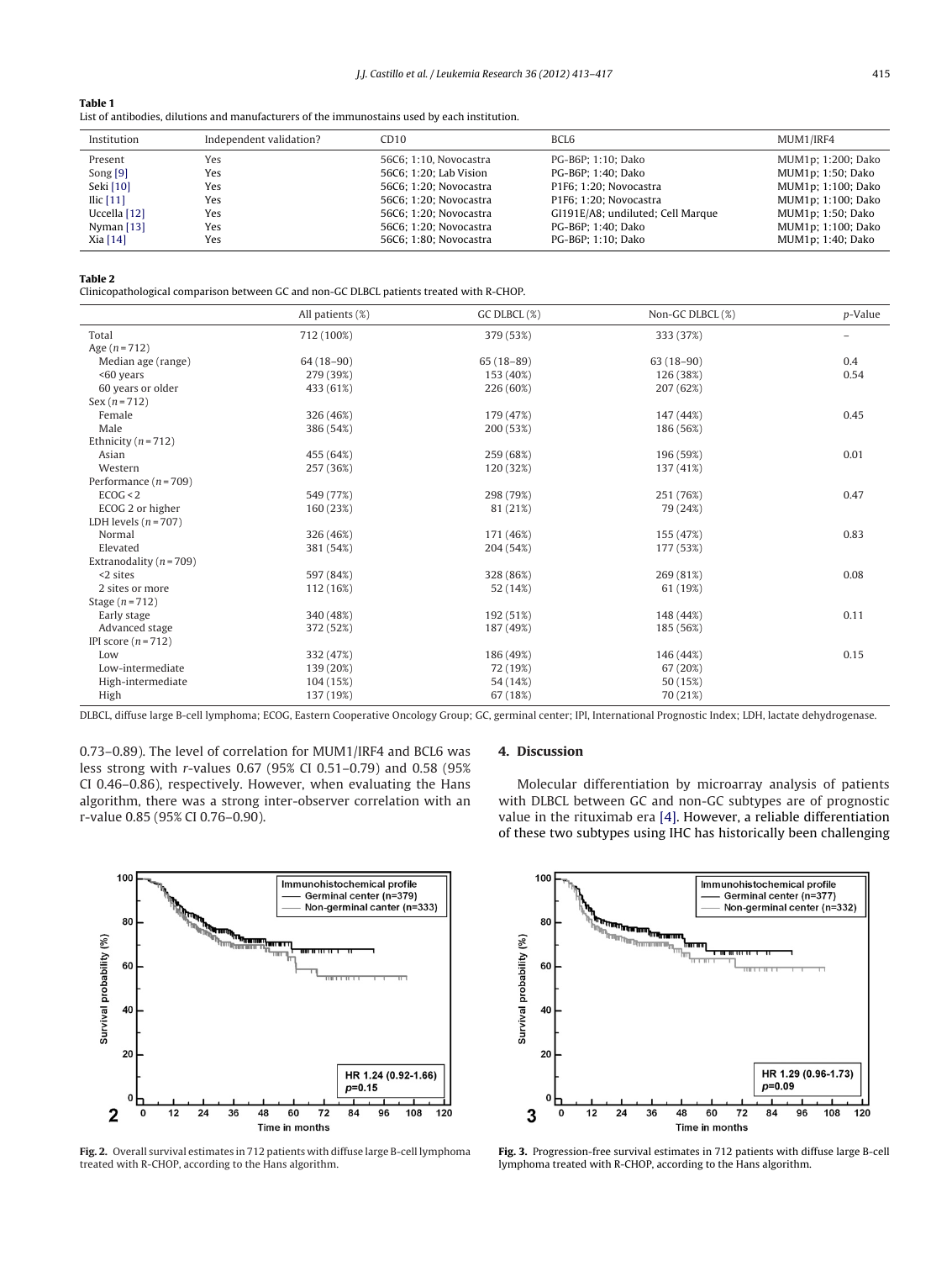**Table 1**
List of antibodies, dilutions and manufacturers of the immunostains used by each institution.

| Institution | Independent validation? | CD10 | BCL6 | MUM1/IRF4 |
|---|---|---|---|---|
| Present | Yes | 56C6; 1:10, Novocastra | PG-B6P; 1:10; Dako | MUM1p; 1:200; Dako |
| Song [9] | Yes | 56C6; 1:20; Lab Vision | PG-B6P; 1:40; Dako | MUM1p; 1:50; Dako |
| Seki [10] | Yes | 56C6; 1:20; Novocastra | P1F6; 1:20; Novocastra | MUM1p; 1:100; Dako |
| Ilic [11] | Yes | 56C6; 1:20; Novocastra | P1F6; 1:20; Novocastra | MUM1p; 1:100; Dako |
| Uccella [12] | Yes | 56C6; 1:20; Novocastra | GI191E/A8; undiluted; Cell Marque | MUM1p; 1:50; Dako |
| Nyman [13] | Yes | 56C6; 1:20; Novocastra | PG-B6P; 1:40; Dako | MUM1p; 1:100; Dako |
| Xia [14] | Yes | 56C6; 1:80; Novocastra | PG-B6P; 1:10; Dako | MUM1p; 1:40; Dako |

**Table 2**
Clinicopathological comparison between GC and non-GC DLBCL patients treated with R-CHOP.

| | All patients (%) | GC DLBCL (%) | Non-GC DLBCL (%) | *p*-Value |
|---|---|---|---|---|
| Total | 712 (100%) | 379 (53%) | 333 (37%) | – |
| Age (n = 712) | | | | |
| Median age (range) | 64 (18–90) | 65 (18–89) | 63 (18–90) | 0.4 |
| <60 years | 279 (39%) | 153 (40%) | 126 (38%) | 0.54 |
| 60 years or older | 433 (61%) | 226 (60%) | 207 (62%) | |
| Sex (n = 712) | | | | |
| Female | 326 (46%) | 179 (47%) | 147 (44%) | 0.45 |
| Male | 386 (54%) | 200 (53%) | 186 (56%) | |
| Ethnicity (n = 712) | | | | |
| Asian | 455 (64%) | 259 (68%) | 196 (59%) | 0.01 |
| Western | 257 (36%) | 120 (32%) | 137 (41%) | |
| Performance (n = 709) | | | | |
| ECOG < 2 | 549 (77%) | 298 (79%) | 251 (76%) | 0.47 |
| ECOG 2 or higher | 160 (23%) | 81 (21%) | 79 (24%) | |
| LDH levels (n = 707) | | | | |
| Normal | 326 (46%) | 171 (46%) | 155 (47%) | 0.83 |
| Elevated | 381 (54%) | 204 (54%) | 177 (53%) | |
| Extranodality (n = 709) | | | | |
| <2 sites | 597 (84%) | 328 (86%) | 269 (81%) | 0.08 |
| 2 sites or more | 112 (16%) | 52 (14%) | 61 (19%) | |
| Stage (n = 712) | | | | |
| Early stage | 340 (48%) | 192 (51%) | 148 (44%) | 0.11 |
| Advanced stage | 372 (52%) | 187 (49%) | 185 (56%) | |
| IPI score (n = 712) | | | | |
| Low | 332 (47%) | 186 (49%) | 146 (44%) | 0.15 |
| Low-intermediate | 139 (20%) | 72 (19%) | 67 (20%) | |
| High-intermediate | 104 (15%) | 54 (14%) | 50 (15%) | |
| High | 137 (19%) | 67 (18%) | 70 (21%) | |

DLBCL, diffuse large B-cell lymphoma; ECOG, Eastern Cooperative Oncology Group; GC, germinal center; IPI, International Prognostic Index; LDH, lactate dehydrogenase.

0.73–0.89). The level of correlation for MUM1/IRF4 and BCL6 was less strong with *r*-values 0.67 (95% CI 0.51–0.79) and 0.58 (95% CI 0.46–0.86), respectively. However, when evaluating the Hans algorithm, there was a strong inter-observer correlation with an r-value 0.85 (95% CI 0.76–0.90).

## 4. Discussion

Molecular differentiation by microarray analysis of patients with DLBCL between GC and non-GC subtypes are of prognostic value in the rituximab era [4]. However, a reliable differentiation of these two subtypes using IHC has historically been challenging

**Fig. 2.** Overall survival estimates in 712 patients with diffuse large B-cell lymphoma treated with R-CHOP, according to the Hans algorithm.

**Fig. 3.** Progression-free survival estimates in 712 patients with diffuse large B-cell lymphoma treated with R-CHOP, according to the Hans algorithm.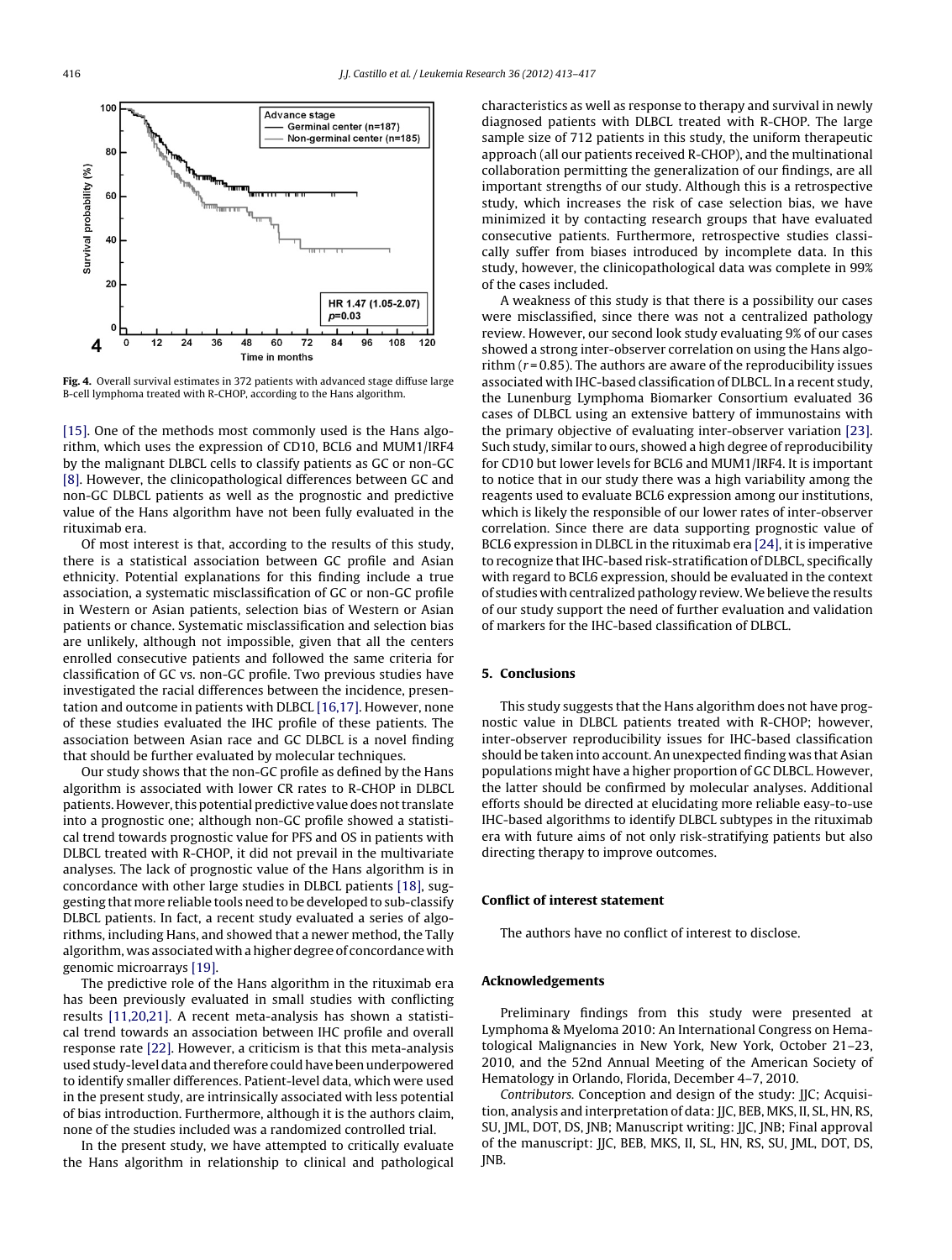Fig. 4. Overall survival estimates in 372 patients with advanced stage diffuse large B-cell lymphoma treated with R-CHOP, according to the Hans algorithm.

[15]. One of the methods most commonly used is the Hans algorithm, which uses the expression of CD10, BCL6 and MUM1/IRF4 by the malignant DLBCL cells to classify patients as GC or non-GC [8]. However, the clinicopathological differences between GC and non-GC DLBCL patients as well as the prognostic and predictive value of the Hans algorithm have not been fully evaluated in the rituximab era.

Of most interest is that, according to the results of this study, there is a statistical association between GC profile and Asian ethnicity. Potential explanations for this finding include a true association, a systematic misclassification of GC or non-GC profile in Western or Asian patients, selection bias of Western or Asian patients or chance. Systematic misclassification and selection bias are unlikely, although not impossible, given that all the centers enrolled consecutive patients and followed the same criteria for classification of GC vs. non-GC profile. Two previous studies have investigated the racial differences between the incidence, presentation and outcome in patients with DLBCL [16,17]. However, none of these studies evaluated the IHC profile of these patients. The association between Asian race and GC DLBCL is a novel finding that should be further evaluated by molecular techniques.

Our study shows that the non-GC profile as defined by the Hans algorithm is associated with lower CR rates to R-CHOP in DLBCL patients. However, this potential predictive value does not translate into a prognostic one; although non-GC profile showed a statistical trend towards prognostic value for PFS and OS in patients with DLBCL treated with R-CHOP, it did not prevail in the multivariate analyses. The lack of prognostic value of the Hans algorithm is in concordance with other large studies in DLBCL patients [18], suggesting that more reliable tools need to be developed to sub-classify DLBCL patients. In fact, a recent study evaluated a series of algorithms, including Hans, and showed that a newer method, the Tally algorithm, was associated with a higher degree of concordance with genomic microarrays [19].

The predictive role of the Hans algorithm in the rituximab era has been previously evaluated in small studies with conflicting results [11,20,21]. A recent meta-analysis has shown a statistical trend towards an association between IHC profile and overall response rate [22]. However, a criticism is that this meta-analysis used study-level data and therefore could have been underpowered to identify smaller differences. Patient-level data, which were used in the present study, are intrinsically associated with less potential of bias introduction. Furthermore, although it is the authors claim, none of the studies included was a randomized controlled trial.

In the present study, we have attempted to critically evaluate the Hans algorithm in relationship to clinical and pathological characteristics as well as response to therapy and survival in newly diagnosed patients with DLBCL treated with R-CHOP. The large sample size of 712 patients in this study, the uniform therapeutic approach (all our patients received R-CHOP), and the multinational collaboration permitting the generalization of our findings, are all important strengths of our study. Although this is a retrospective study, which increases the risk of case selection bias, we have minimized it by contacting research groups that have evaluated consecutive patients. Furthermore, retrospective studies classically suffer from biases introduced by incomplete data. In this study, however, the clinicopathological data was complete in 99% of the cases included.

A weakness of this study is that there is a possibility our cases were misclassified, since there was not a centralized pathology review. However, our second look study evaluating 9% of our cases showed a strong inter-observer correlation on using the Hans algorithm ($r = 0.85$). The authors are aware of the reproducibility issues associated with IHC-based classification of DLBCL. In a recent study, the Lunenburg Lymphoma Biomarker Consortium evaluated 36 cases of DLBCL using an extensive battery of immunostains with the primary objective of evaluating inter-observer variation [23]. Such study, similar to ours, showed a high degree of reproducibility for CD10 but lower levels for BCL6 and MUM1/IRF4. It is important to notice that in our study there was a high variability among the reagents used to evaluate BCL6 expression among our institutions, which is likely the responsible of our lower rates of inter-observer correlation. Since there are data supporting prognostic value of BCL6 expression in DLBCL in the rituximab era [24], it is imperative to recognize that IHC-based risk-stratification of DLBCL, specifically with regard to BCL6 expression, should be evaluated in the context of studies with centralized pathology review. We believe the results of our study support the need of further evaluation and validation of markers for the IHC-based classification of DLBCL.

## 5. Conclusions

This study suggests that the Hans algorithm does not have prognostic value in DLBCL patients treated with R-CHOP; however, inter-observer reproducibility issues for IHC-based classification should be taken into account. An unexpected finding was that Asian populations might have a higher proportion of GC DLBCL. However, the latter should be confirmed by molecular analyses. Additional efforts should be directed at elucidating more reliable easy-to-use IHC-based algorithms to identify DLBCL subtypes in the rituximab era with future aims of not only risk-stratifying patients but also directing therapy to improve outcomes.

## Conflict of interest statement

The authors have no conflict of interest to disclose.

## Acknowledgements

Preliminary findings from this study were presented at Lymphoma & Myeloma 2010: An International Congress on Hematological Malignancies in New York, New York, October 21–23, 2010, and the 52nd Annual Meeting of the American Society of Hematology in Orlando, Florida, December 4–7, 2010.

*Contributors.* Conception and design of the study: JJC; Acquisition, analysis and interpretation of data: JJC, BEB, MKS, II, SL, HN, RS, SU, JML, DOT, DS, JNB; Manuscript writing: JJC, JNB; Final approval of the manuscript: JJC, BEB, MKS, II, SL, HN, RS, SU, JML, DOT, DS, JNB.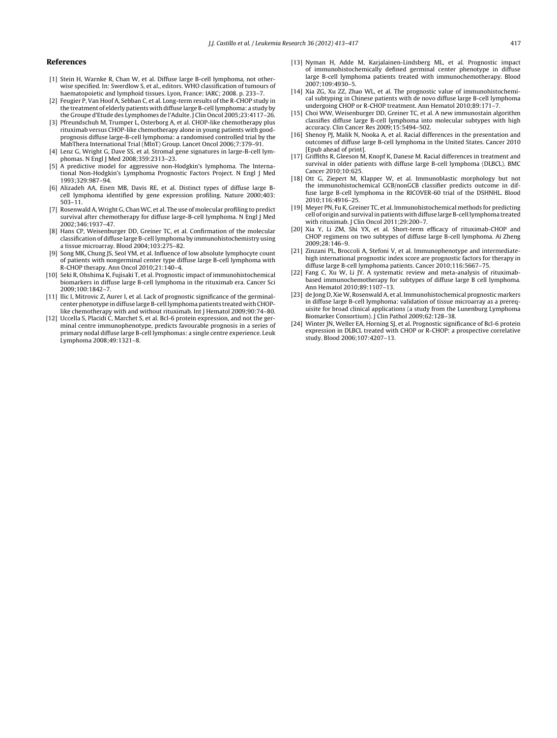## References

[1] Stein H, Warnke R, Chan W, et al. Diffuse large B-cell lymphoma, not otherwise specified. In: Swerdlow S, et al., editors. WHO classification of tumours of haematopoietic and lymphoid tissues. Lyon, France: IARC; 2008. p. 233–7.

[2] Feugier P, Van Hoof A, Sebban C, et al. Long-term results of the R-CHOP study in the treatment of elderly patients with diffuse large B-cell lymphoma: a study by the Groupe d'Etude des Lymphomes de l'Adulte. J Clin Oncol 2005;23:4117–26.

[3] Pfreundschuh M, Trumper L, Osterborg A, et al. CHOP-like chemotherapy plus rituximab versus CHOP-like chemotherapy alone in young patients with good-prognosis diffuse large-B-cell lymphoma: a randomised controlled trial by the MabThera International Trial (MInT) Group. Lancet Oncol 2006;7:379–91.

[4] Lenz G, Wright G, Dave SS, et al. Stromal gene signatures in large-B-cell lymphomas. N Engl J Med 2008;359:2313–23.

[5] A predictive model for aggressive non-Hodgkin's lymphoma. The International Non-Hodgkin's Lymphoma Prognostic Factors Project. N Engl J Med 1993;329:987–94.

[6] Alizadeh AA, Eisen MB, Davis RE, et al. Distinct types of diffuse large B-cell lymphoma identified by gene expression profiling. Nature 2000;403: 503–11.

[7] Rosenwald A, Wright G, Chan WC, et al. The use of molecular profiling to predict survival after chemotherapy for diffuse large-B-cell lymphoma. N Engl J Med 2002;346:1937–47.

[8] Hans CP, Weisenburger DD, Greiner TC, et al. Confirmation of the molecular classification of diffuse large B-cell lymphoma by immunohistochemistry using a tissue microarray. Blood 2004;103:275–82.

[9] Song MK, Chung JS, Seol YM, et al. Influence of low absolute lymphocyte count of patients with nongerminal center type diffuse large B-cell lymphoma with R-CHOP therapy. Ann Oncol 2010;21:140–4.

[10] Seki R, Ohshima K, Fujisaki T, et al. Prognostic impact of immunohistochemical biomarkers in diffuse large B-cell lymphoma in the rituximab era. Cancer Sci 2009;100:1842–7.

[11] Ilic I, Mitrovic Z, Aurer I, et al. Lack of prognostic significance of the germinal-center phenotype in diffuse large B-cell lymphoma patients treated with CHOP-like chemotherapy with and without rituximab. Int J Hematol 2009;90:74–80.

[12] Uccella S, Placidi C, Marchet S, et al. Bcl-6 protein expression, and not the germinal centre immunophenotype, predicts favourable prognosis in a series of primary nodal diffuse large B-cell lymphomas: a single centre experience. Leuk Lymphoma 2008;49:1321–8.

[13] Nyman H, Adde M, Karjalainen-Lindsberg ML, et al. Prognostic impact of immunohistochemically defined germinal center phenotype in diffuse large B-cell lymphoma patients treated with immunochemotherapy. Blood 2007;109:4930–5.

[14] Xia ZG, Xu ZZ, Zhao WL, et al. The prognostic value of immunohistochemical subtyping in Chinese patients with de novo diffuse large B-cell lymphoma undergoing CHOP or R-CHOP treatment. Ann Hematol 2010;89:171–7.

[15] Choi WW, Weisenburger DD, Greiner TC, et al. A new immunostain algorithm classifies diffuse large B-cell lymphoma into molecular subtypes with high accuracy. Clin Cancer Res 2009;15:5494–502.

[16] Shenoy PJ, Malik N, Nooka A, et al. Racial differences in the presentation and outcomes of diffuse large B-cell lymphoma in the United States. Cancer 2010 [Epub ahead of print].

[17] Griffiths R, Gleeson M, Knopf K, Danese M. Racial differences in treatment and survival in older patients with diffuse large B-cell lymphoma (DLBCL). BMC Cancer 2010;10:625.

[18] Ott G, Ziepert M, Klapper W, et al. Immunoblastic morphology but not the immunohistochemical GCB/nonGCB classifier predicts outcome in diffuse large B-cell lymphoma in the RICOVER-60 trial of the DSHNHL. Blood 2010;116:4916–25.

[19] Meyer PN, Fu K, Greiner TC, et al. Immunohistochemical methods for predicting cell of origin and survival in patients with diffuse large B-cell lymphoma treated with rituximab. J Clin Oncol 2011;29:200–7.

[20] Xia Y, Li ZM, Shi YX, et al. Short-term efficacy of rituximab-CHOP and CHOP regimens on two subtypes of diffuse large B-cell lymphoma. Ai Zheng 2009;28:146–9.

[21] Zinzani PL, Broccoli A, Stefoni V, et al. Immunophenotype and intermediate-high international prognostic index score are prognostic factors for therapy in diffuse large B-cell lymphoma patients. Cancer 2010;116:5667–75.

[22] Fang C, Xu W, Li JY. A systematic review and meta-analysis of rituximab-based immunochemotherapy for subtypes of diffuse large B cell lymphoma. Ann Hematol 2010;89:1107–13.

[23] de Jong D, Xie W, Rosenwald A, et al. Immunohistochemical prognostic markers in diffuse large B-cell lymphoma: validation of tissue microarray as a prerequisite for broad clinical applications (a study from the Lunenburg Lymphoma Biomarker Consortium). J Clin Pathol 2009;62:128–38.

[24] Winter JN, Weller EA, Horning SJ, et al. Prognostic significance of Bcl-6 protein expression in DLBCL treated with CHOP or R-CHOP: a prospective correlative study. Blood 2006;107:4207–13.